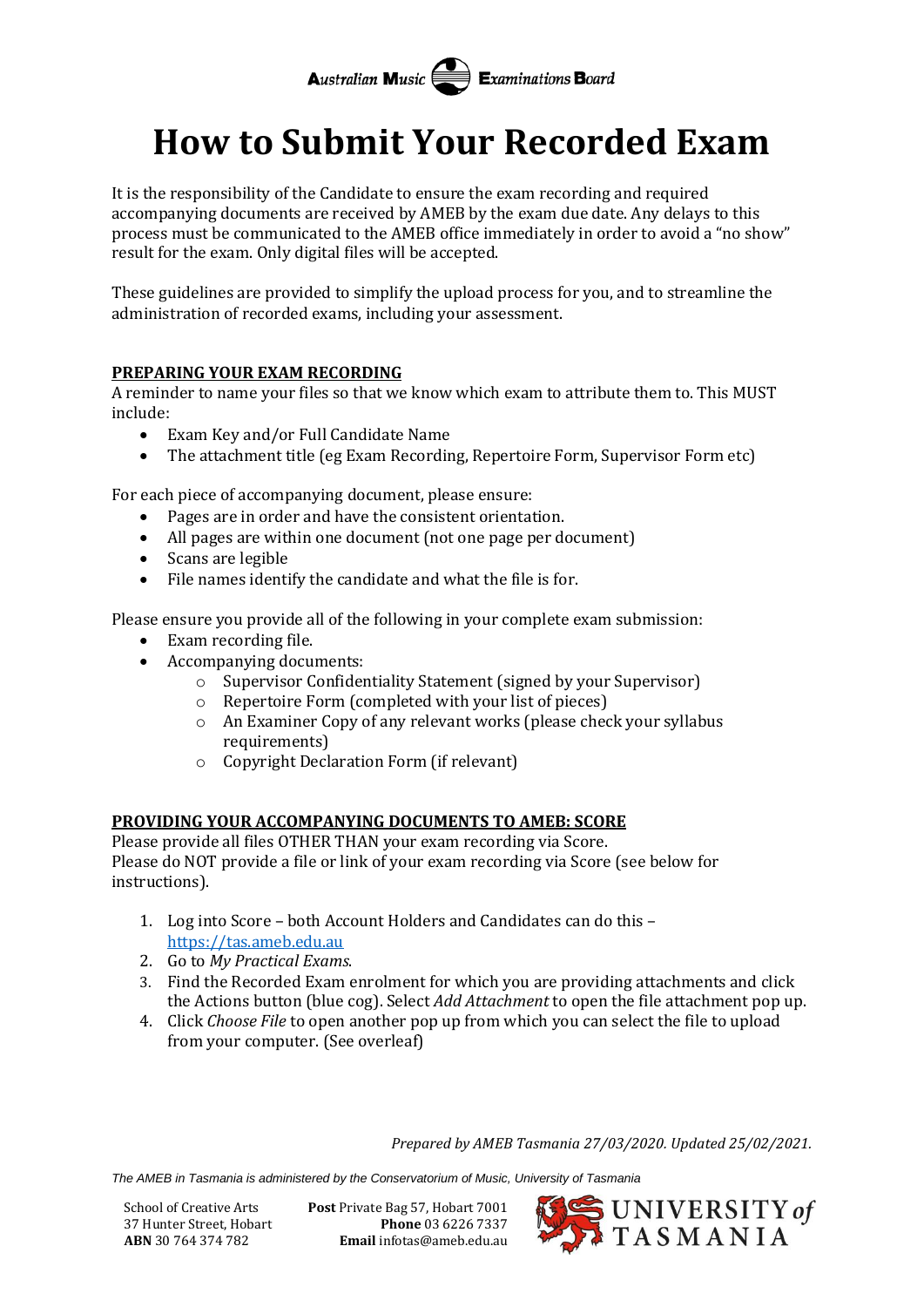Australian Music Examinations Board

# How to Submit Your Recorded Exam

It is the responsibility of the Candidate to ensure the exam recording and required accompanying documents are received by AMEB by the exam due date. Any delays to this process must be communicated to the AMEB office immediately in order to avoid a "no show" result for the exam. Only digital files will be accepted.

These guidelines are provided to simplify the upload process for you, and to streamline the administration of recorded exams, including your assessment.

## PREPARING YOUR EXAM RECORDING

A reminder to name your files so that we know which exam to attribute them to. This MUST include:

- Exam Key and/or Full Candidate Name
- The attachment title (eg Exam Recording, Repertoire Form, Supervisor Form etc)

For each piece of accompanying document, please ensure:

- Pages are in order and have the consistent orientation.
- All pages are within one document (not one page per document)
- Scans are legible
- File names identify the candidate and what the file is for.

Please ensure you provide all of the following in your complete exam submission:

- Exam recording file.
- Accompanying documents:
  - Supervisor Confidentiality Statement (signed by your Supervisor)
  - Repertoire Form (completed with your list of pieces)
  - An Examiner Copy of any relevant works (please check your syllabus requirements)
  - Copyright Declaration Form (if relevant)

## PROVIDING YOUR ACCOMPANYING DOCUMENTS TO AMEB: SCORE

Please provide all files OTHER THAN your exam recording via Score.
Please do NOT provide a file or link of your exam recording via Score (see below for instructions).

1. Log into Score – both Account Holders and Candidates can do this – https://tas.ameb.edu.au
2. Go to *My Practical Exams*.
3. Find the Recorded Exam enrolment for which you are providing attachments and click the Actions button (blue cog). Select *Add Attachment* to open the file attachment pop up.
4. Click *Choose File* to open another pop up from which you can select the file to upload from your computer. (See overleaf)

*Prepared by AMEB Tasmania 27/03/2020. Updated 25/02/2021.*

*The AMEB in Tasmania is administered by the Conservatorium of Music, University of Tasmania*

School of Creative Arts
37 Hunter Street, Hobart
**ABN** 30 764 374 782

**Post** Private Bag 57, Hobart 7001
**Phone** 03 6226 7337
**Email** infotas@ameb.edu.au

UNIVERSITY *of* TASMANIA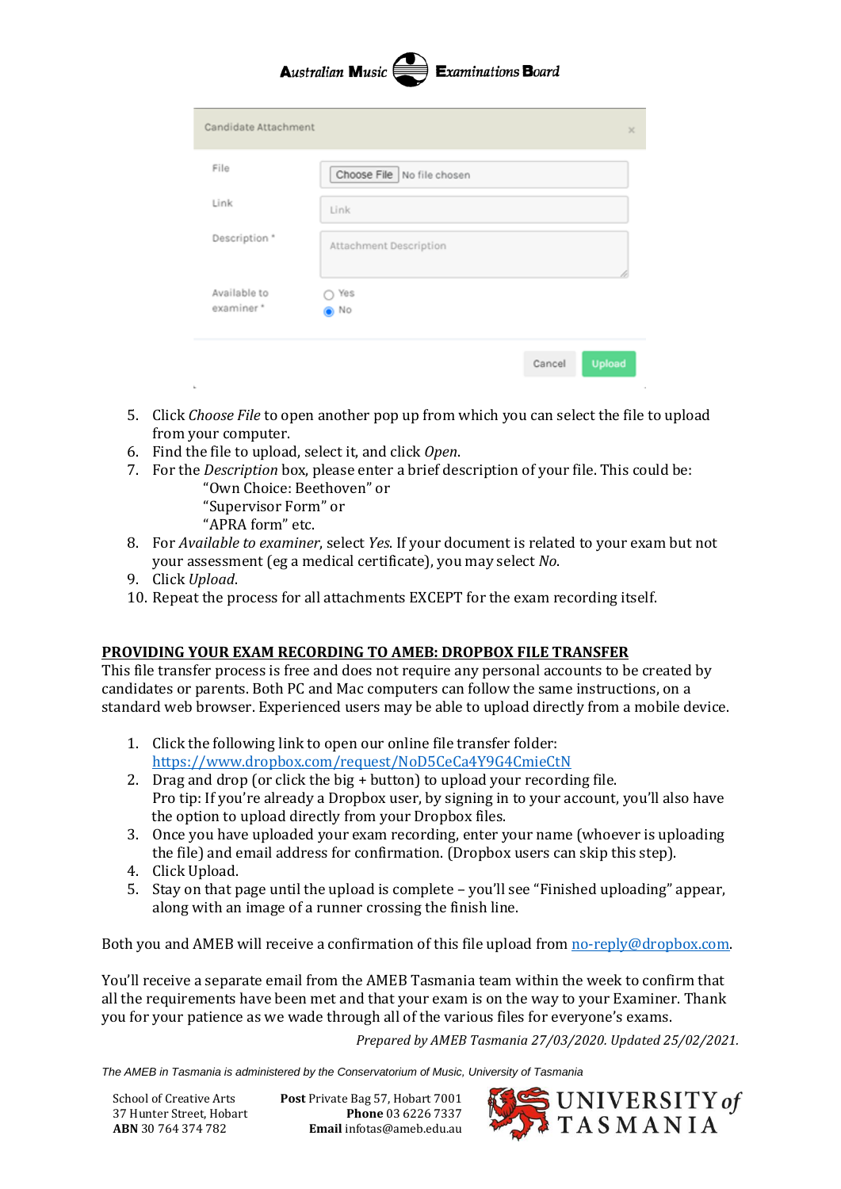Australian Music Examinations Board

Candidate Attachment

File — Choose File No file chosen

Link

Description *

Available to examiner * — Yes / No

Cancel Upload

5. Click *Choose File* to open another pop up from which you can select the file to upload from your computer.
6. Find the file to upload, select it, and click *Open*.
7. For the *Description* box, please enter a brief description of your file. This could be:
   "Own Choice: Beethoven" or
   "Supervisor Form" or
   "APRA form" etc.
8. For *Available to examiner*, select *Yes*. If your document is related to your exam but not your assessment (eg a medical certificate), you may select *No*.
9. Click *Upload*.
10. Repeat the process for all attachments EXCEPT for the exam recording itself.

## PROVIDING YOUR EXAM RECORDING TO AMEB: DROPBOX FILE TRANSFER

This file transfer process is free and does not require any personal accounts to be created by candidates or parents. Both PC and Mac computers can follow the same instructions, on a standard web browser. Experienced users may be able to upload directly from a mobile device.

1. Click the following link to open our online file transfer folder: https://www.dropbox.com/request/NoD5CeCa4Y9G4CmieCtN
2. Drag and drop (or click the big + button) to upload your recording file.
   Pro tip: If you're already a Dropbox user, by signing in to your account, you'll also have the option to upload directly from your Dropbox files.
3. Once you have uploaded your exam recording, enter your name (whoever is uploading the file) and email address for confirmation. (Dropbox users can skip this step).
4. Click Upload.
5. Stay on that page until the upload is complete – you'll see "Finished uploading" appear, along with an image of a runner crossing the finish line.

Both you and AMEB will receive a confirmation of this file upload from no-reply@dropbox.com.

You'll receive a separate email from the AMEB Tasmania team within the week to confirm that all the requirements have been met and that your exam is on the way to your Examiner. Thank you for your patience as we wade through all of the various files for everyone's exams.

*Prepared by AMEB Tasmania 27/03/2020. Updated 25/02/2021.*

*The AMEB in Tasmania is administered by the Conservatorium of Music, University of Tasmania*

School of Creative Arts
37 Hunter Street, Hobart
**ABN** 30 764 374 782

**Post** Private Bag 57, Hobart 7001
**Phone** 03 6226 7337
**Email** infotas@ameb.edu.au

UNIVERSITY of TASMANIA